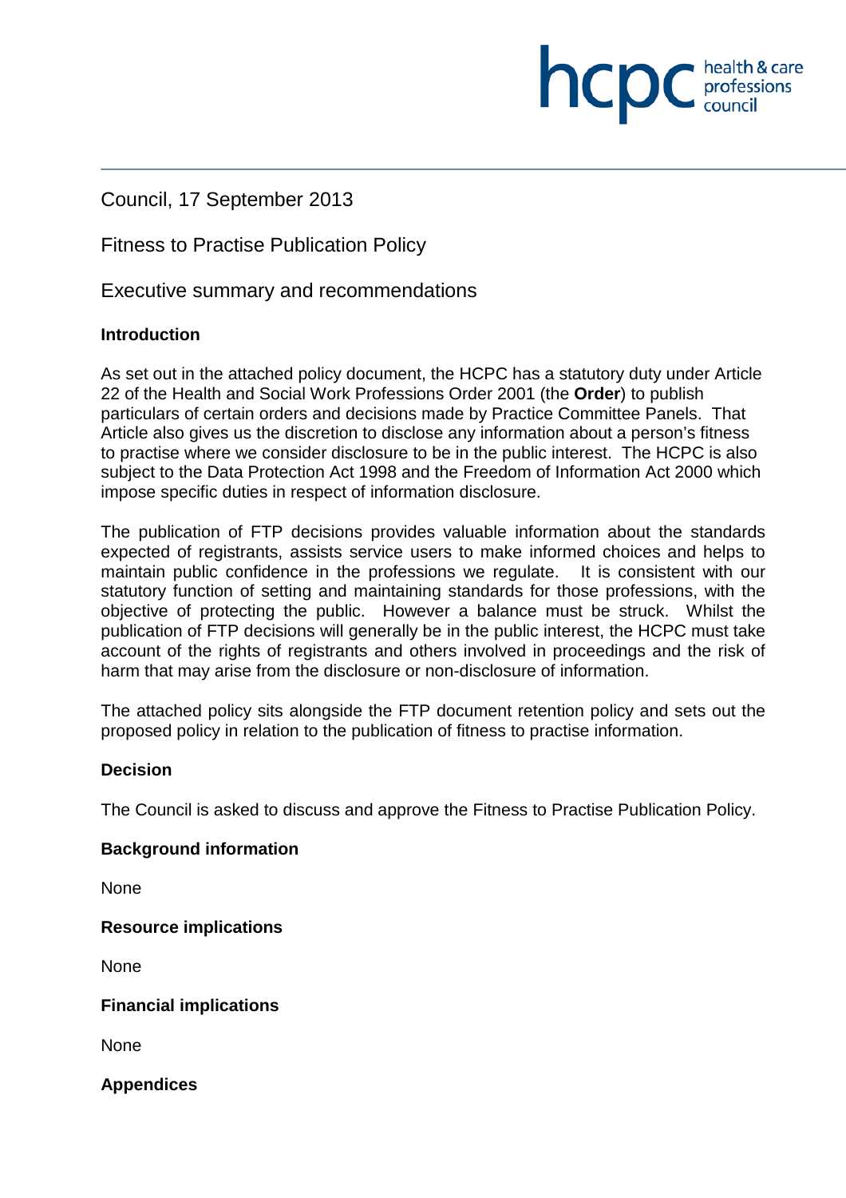Council, 17 September 2013

# Fitness to Practise Publication Policy

## Executive summary and recommendations

### Introduction

As set out in the attached policy document, the HCPC has a statutory duty under Article 22 of the Health and Social Work Professions Order 2001 (the **Order**) to publish particulars of certain orders and decisions made by Practice Committee Panels. That Article also gives us the discretion to disclose any information about a person's fitness to practise where we consider disclosure to be in the public interest. The HCPC is also subject to the Data Protection Act 1998 and the Freedom of Information Act 2000 which impose specific duties in respect of information disclosure.

The publication of FTP decisions provides valuable information about the standards expected of registrants, assists service users to make informed choices and helps to maintain public confidence in the professions we regulate. It is consistent with our statutory function of setting and maintaining standards for those professions, with the objective of protecting the public. However a balance must be struck. Whilst the publication of FTP decisions will generally be in the public interest, the HCPC must take account of the rights of registrants and others involved in proceedings and the risk of harm that may arise from the disclosure or non-disclosure of information.

The attached policy sits alongside the FTP document retention policy and sets out the proposed policy in relation to the publication of fitness to practise information.

### Decision

The Council is asked to discuss and approve the Fitness to Practise Publication Policy.

### Background information

None

### Resource implications

None

### Financial implications

None

### Appendices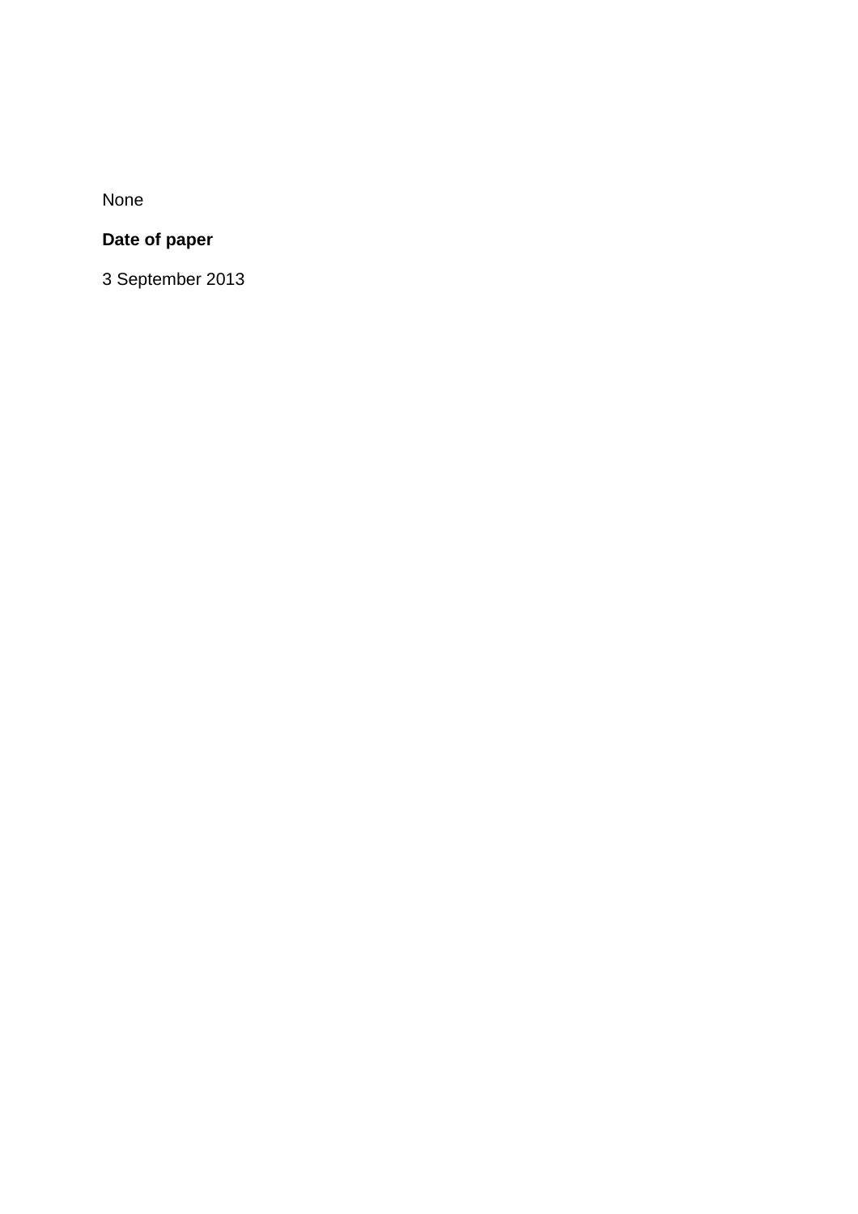None

**Date of paper**

3 September 2013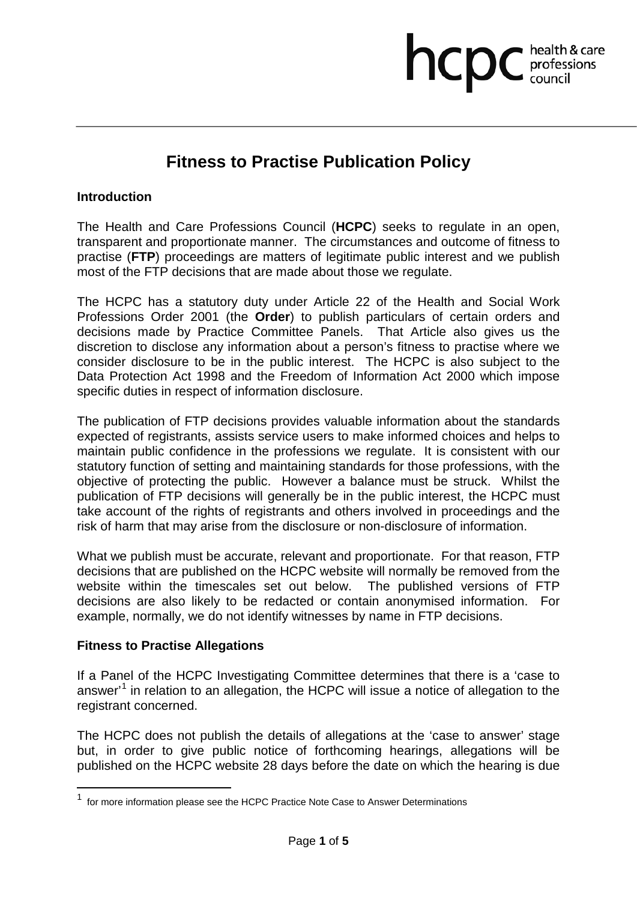# Fitness to Practise Publication Policy

## Introduction

The Health and Care Professions Council (**HCPC**) seeks to regulate in an open, transparent and proportionate manner. The circumstances and outcome of fitness to practise (**FTP**) proceedings are matters of legitimate public interest and we publish most of the FTP decisions that are made about those we regulate.

The HCPC has a statutory duty under Article 22 of the Health and Social Work Professions Order 2001 (the **Order**) to publish particulars of certain orders and decisions made by Practice Committee Panels. That Article also gives us the discretion to disclose any information about a person's fitness to practise where we consider disclosure to be in the public interest. The HCPC is also subject to the Data Protection Act 1998 and the Freedom of Information Act 2000 which impose specific duties in respect of information disclosure.

The publication of FTP decisions provides valuable information about the standards expected of registrants, assists service users to make informed choices and helps to maintain public confidence in the professions we regulate. It is consistent with our statutory function of setting and maintaining standards for those professions, with the objective of protecting the public. However a balance must be struck. Whilst the publication of FTP decisions will generally be in the public interest, the HCPC must take account of the rights of registrants and others involved in proceedings and the risk of harm that may arise from the disclosure or non-disclosure of information.

What we publish must be accurate, relevant and proportionate. For that reason, FTP decisions that are published on the HCPC website will normally be removed from the website within the timescales set out below. The published versions of FTP decisions are also likely to be redacted or contain anonymised information. For example, normally, we do not identify witnesses by name in FTP decisions.

## Fitness to Practise Allegations

If a Panel of the HCPC Investigating Committee determines that there is a 'case to answer'[1] in relation to an allegation, the HCPC will issue a notice of allegation to the registrant concerned.

The HCPC does not publish the details of allegations at the 'case to answer' stage but, in order to give public notice of forthcoming hearings, allegations will be published on the HCPC website 28 days before the date on which the hearing is due

[1] for more information please see the HCPC Practice Note Case to Answer Determinations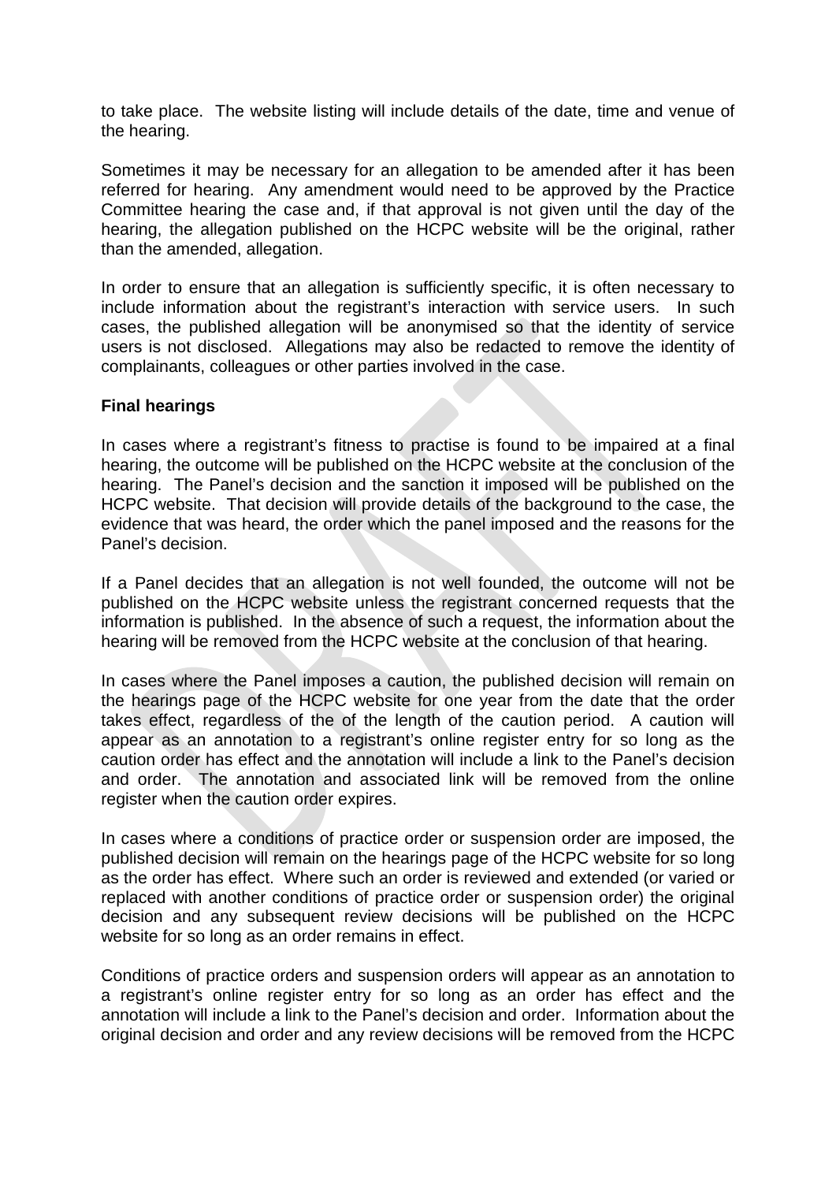to take place. The website listing will include details of the date, time and venue of the hearing.

Sometimes it may be necessary for an allegation to be amended after it has been referred for hearing. Any amendment would need to be approved by the Practice Committee hearing the case and, if that approval is not given until the day of the hearing, the allegation published on the HCPC website will be the original, rather than the amended, allegation.

In order to ensure that an allegation is sufficiently specific, it is often necessary to include information about the registrant's interaction with service users. In such cases, the published allegation will be anonymised so that the identity of service users is not disclosed. Allegations may also be redacted to remove the identity of complainants, colleagues or other parties involved in the case.

**Final hearings**

In cases where a registrant's fitness to practise is found to be impaired at a final hearing, the outcome will be published on the HCPC website at the conclusion of the hearing. The Panel's decision and the sanction it imposed will be published on the HCPC website. That decision will provide details of the background to the case, the evidence that was heard, the order which the panel imposed and the reasons for the Panel's decision.

If a Panel decides that an allegation is not well founded, the outcome will not be published on the HCPC website unless the registrant concerned requests that the information is published. In the absence of such a request, the information about the hearing will be removed from the HCPC website at the conclusion of that hearing.

In cases where the Panel imposes a caution, the published decision will remain on the hearings page of the HCPC website for one year from the date that the order takes effect, regardless of the of the length of the caution period. A caution will appear as an annotation to a registrant's online register entry for so long as the caution order has effect and the annotation will include a link to the Panel's decision and order. The annotation and associated link will be removed from the online register when the caution order expires.

In cases where a conditions of practice order or suspension order are imposed, the published decision will remain on the hearings page of the HCPC website for so long as the order has effect. Where such an order is reviewed and extended (or varied or replaced with another conditions of practice order or suspension order) the original decision and any subsequent review decisions will be published on the HCPC website for so long as an order remains in effect.

Conditions of practice orders and suspension orders will appear as an annotation to a registrant's online register entry for so long as an order has effect and the annotation will include a link to the Panel's decision and order. Information about the original decision and order and any review decisions will be removed from the HCPC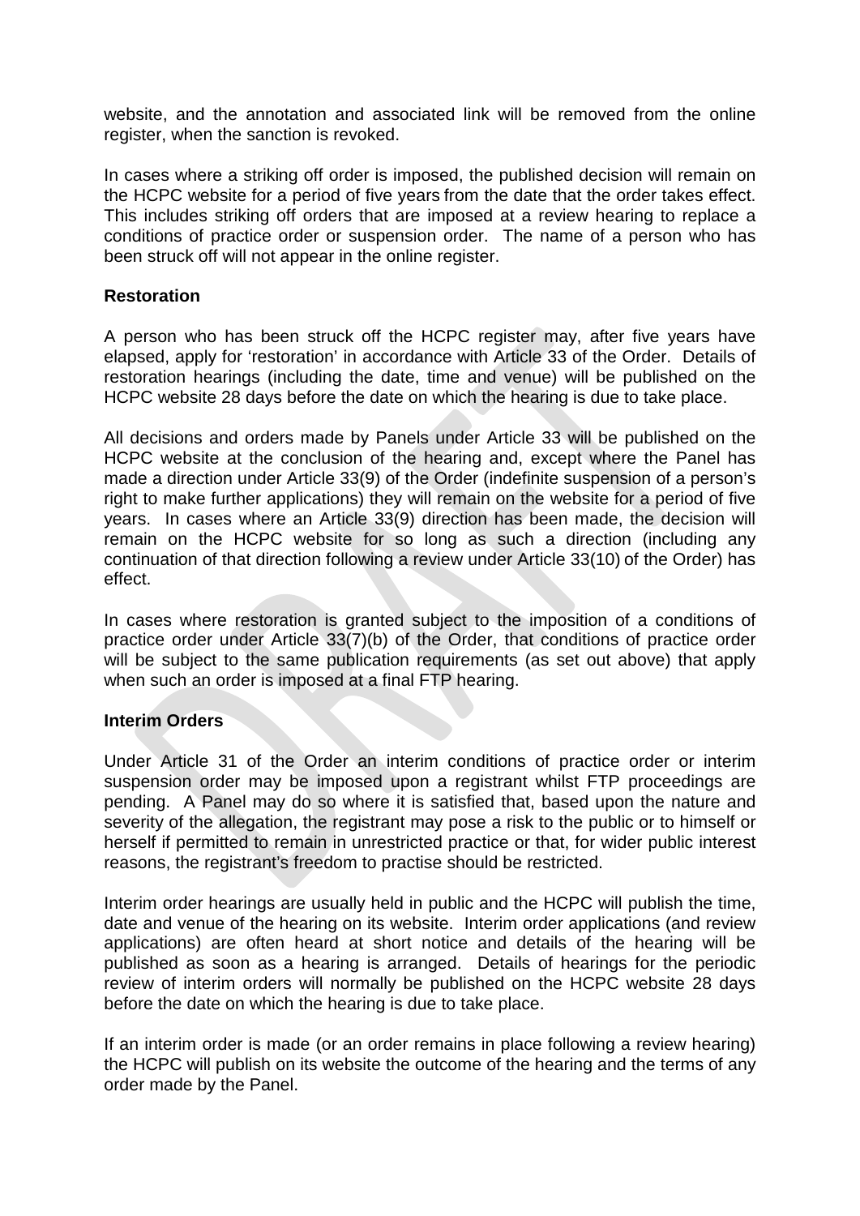website, and the annotation and associated link will be removed from the online register, when the sanction is revoked.

In cases where a striking off order is imposed, the published decision will remain on the HCPC website for a period of five years from the date that the order takes effect. This includes striking off orders that are imposed at a review hearing to replace a conditions of practice order or suspension order. The name of a person who has been struck off will not appear in the online register.

**Restoration**

A person who has been struck off the HCPC register may, after five years have elapsed, apply for 'restoration' in accordance with Article 33 of the Order. Details of restoration hearings (including the date, time and venue) will be published on the HCPC website 28 days before the date on which the hearing is due to take place.

All decisions and orders made by Panels under Article 33 will be published on the HCPC website at the conclusion of the hearing and, except where the Panel has made a direction under Article 33(9) of the Order (indefinite suspension of a person's right to make further applications) they will remain on the website for a period of five years. In cases where an Article 33(9) direction has been made, the decision will remain on the HCPC website for so long as such a direction (including any continuation of that direction following a review under Article 33(10) of the Order) has effect.

In cases where restoration is granted subject to the imposition of a conditions of practice order under Article 33(7)(b) of the Order, that conditions of practice order will be subject to the same publication requirements (as set out above) that apply when such an order is imposed at a final FTP hearing.

**Interim Orders**

Under Article 31 of the Order an interim conditions of practice order or interim suspension order may be imposed upon a registrant whilst FTP proceedings are pending. A Panel may do so where it is satisfied that, based upon the nature and severity of the allegation, the registrant may pose a risk to the public or to himself or herself if permitted to remain in unrestricted practice or that, for wider public interest reasons, the registrant's freedom to practise should be restricted.

Interim order hearings are usually held in public and the HCPC will publish the time, date and venue of the hearing on its website. Interim order applications (and review applications) are often heard at short notice and details of the hearing will be published as soon as a hearing is arranged. Details of hearings for the periodic review of interim orders will normally be published on the HCPC website 28 days before the date on which the hearing is due to take place.

If an interim order is made (or an order remains in place following a review hearing) the HCPC will publish on its website the outcome of the hearing and the terms of any order made by the Panel.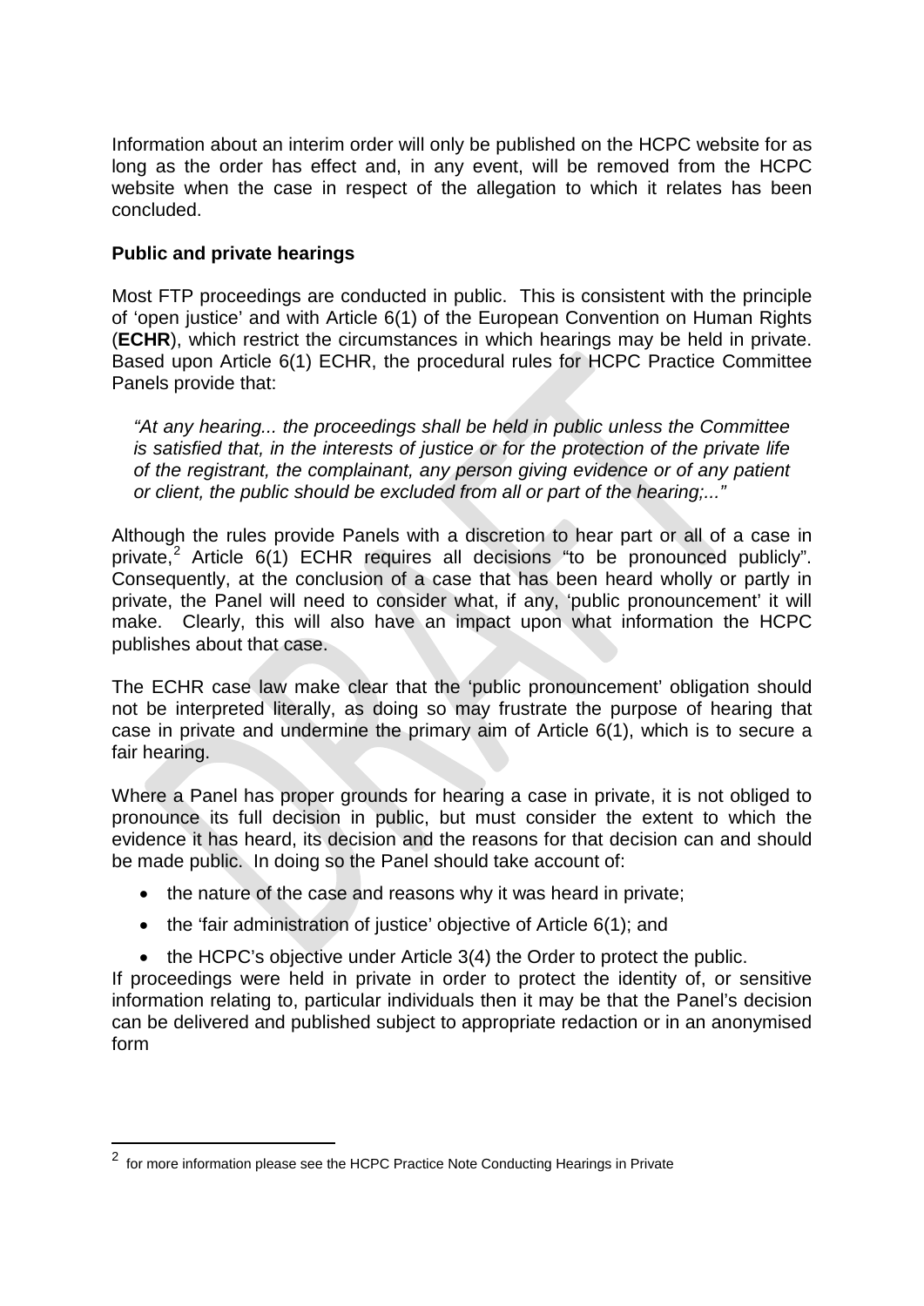Information about an interim order will only be published on the HCPC website for as long as the order has effect and, in any event, will be removed from the HCPC website when the case in respect of the allegation to which it relates has been concluded.

**Public and private hearings**

Most FTP proceedings are conducted in public. This is consistent with the principle of 'open justice' and with Article 6(1) of the European Convention on Human Rights (**ECHR**), which restrict the circumstances in which hearings may be held in private. Based upon Article 6(1) ECHR, the procedural rules for HCPC Practice Committee Panels provide that:

> *"At any hearing... the proceedings shall be held in public unless the Committee is satisfied that, in the interests of justice or for the protection of the private life of the registrant, the complainant, any person giving evidence or of any patient or client, the public should be excluded from all or part of the hearing;..."*

Although the rules provide Panels with a discretion to hear part or all of a case in private,[2] Article 6(1) ECHR requires all decisions "to be pronounced publicly". Consequently, at the conclusion of a case that has been heard wholly or partly in private, the Panel will need to consider what, if any, 'public pronouncement' it will make. Clearly, this will also have an impact upon what information the HCPC publishes about that case.

The ECHR case law make clear that the 'public pronouncement' obligation should not be interpreted literally, as doing so may frustrate the purpose of hearing that case in private and undermine the primary aim of Article 6(1), which is to secure a fair hearing.

Where a Panel has proper grounds for hearing a case in private, it is not obliged to pronounce its full decision in public, but must consider the extent to which the evidence it has heard, its decision and the reasons for that decision can and should be made public. In doing so the Panel should take account of:

- the nature of the case and reasons why it was heard in private;
- the 'fair administration of justice' objective of Article 6(1); and
- the HCPC's objective under Article 3(4) the Order to protect the public.

If proceedings were held in private in order to protect the identity of, or sensitive information relating to, particular individuals then it may be that the Panel's decision can be delivered and published subject to appropriate redaction or in an anonymised form

[2] for more information please see the HCPC Practice Note Conducting Hearings in Private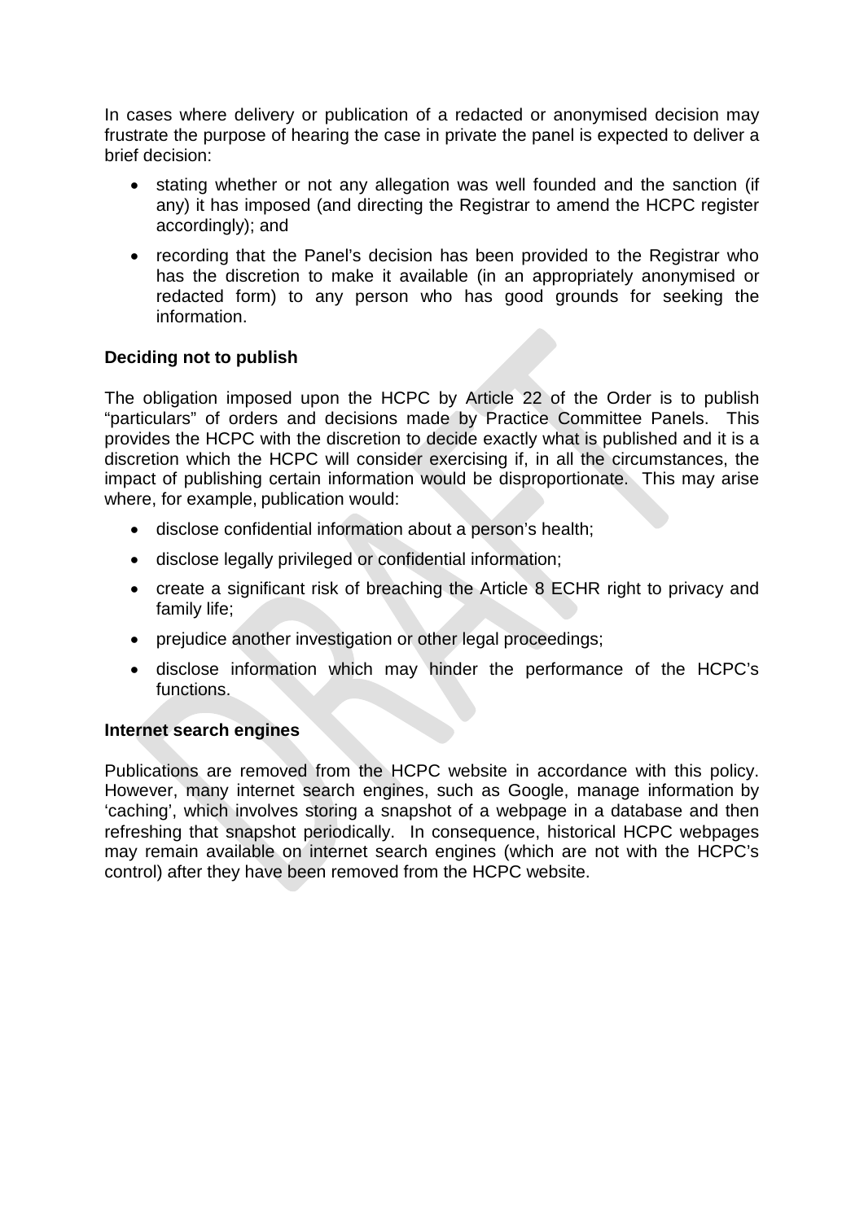In cases where delivery or publication of a redacted or anonymised decision may frustrate the purpose of hearing the case in private the panel is expected to deliver a brief decision:

- stating whether or not any allegation was well founded and the sanction (if any) it has imposed (and directing the Registrar to amend the HCPC register accordingly); and
- recording that the Panel's decision has been provided to the Registrar who has the discretion to make it available (in an appropriately anonymised or redacted form) to any person who has good grounds for seeking the information.

**Deciding not to publish**

The obligation imposed upon the HCPC by Article 22 of the Order is to publish "particulars" of orders and decisions made by Practice Committee Panels. This provides the HCPC with the discretion to decide exactly what is published and it is a discretion which the HCPC will consider exercising if, in all the circumstances, the impact of publishing certain information would be disproportionate. This may arise where, for example, publication would:

- disclose confidential information about a person's health;
- disclose legally privileged or confidential information;
- create a significant risk of breaching the Article 8 ECHR right to privacy and family life;
- prejudice another investigation or other legal proceedings;
- disclose information which may hinder the performance of the HCPC's functions.

**Internet search engines**

Publications are removed from the HCPC website in accordance with this policy. However, many internet search engines, such as Google, manage information by 'caching', which involves storing a snapshot of a webpage in a database and then refreshing that snapshot periodically. In consequence, historical HCPC webpages may remain available on internet search engines (which are not with the HCPC's control) after they have been removed from the HCPC website.